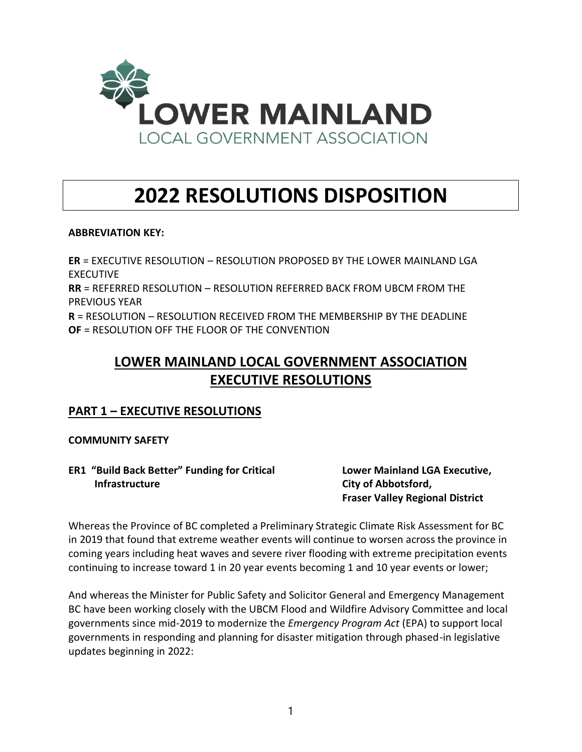LOWER MAINLAND
LOCAL GOVERNMENT ASSOCIATION

# 2022 RESOLUTIONS DISPOSITION

**ABBREVIATION KEY:**

**ER** = EXECUTIVE RESOLUTION – RESOLUTION PROPOSED BY THE LOWER MAINLAND LGA EXECUTIVE
**RR** = REFERRED RESOLUTION – RESOLUTION REFERRED BACK FROM UBCM FROM THE PREVIOUS YEAR
**R** = RESOLUTION – RESOLUTION RECEIVED FROM THE MEMBERSHIP BY THE DEADLINE
**OF** = RESOLUTION OFF THE FLOOR OF THE CONVENTION

## LOWER MAINLAND LOCAL GOVERNMENT ASSOCIATION EXECUTIVE RESOLUTIONS

### PART 1 – EXECUTIVE RESOLUTIONS

**COMMUNITY SAFETY**

**ER1 "Build Back Better" Funding for Critical Infrastructure**

**Lower Mainland LGA Executive, City of Abbotsford, Fraser Valley Regional District**

Whereas the Province of BC completed a Preliminary Strategic Climate Risk Assessment for BC in 2019 that found that extreme weather events will continue to worsen across the province in coming years including heat waves and severe river flooding with extreme precipitation events continuing to increase toward 1 in 20 year events becoming 1 and 10 year events or lower;

And whereas the Minister for Public Safety and Solicitor General and Emergency Management BC have been working closely with the UBCM Flood and Wildfire Advisory Committee and local governments since mid-2019 to modernize the *Emergency Program Act* (EPA) to support local governments in responding and planning for disaster mitigation through phased-in legislative updates beginning in 2022: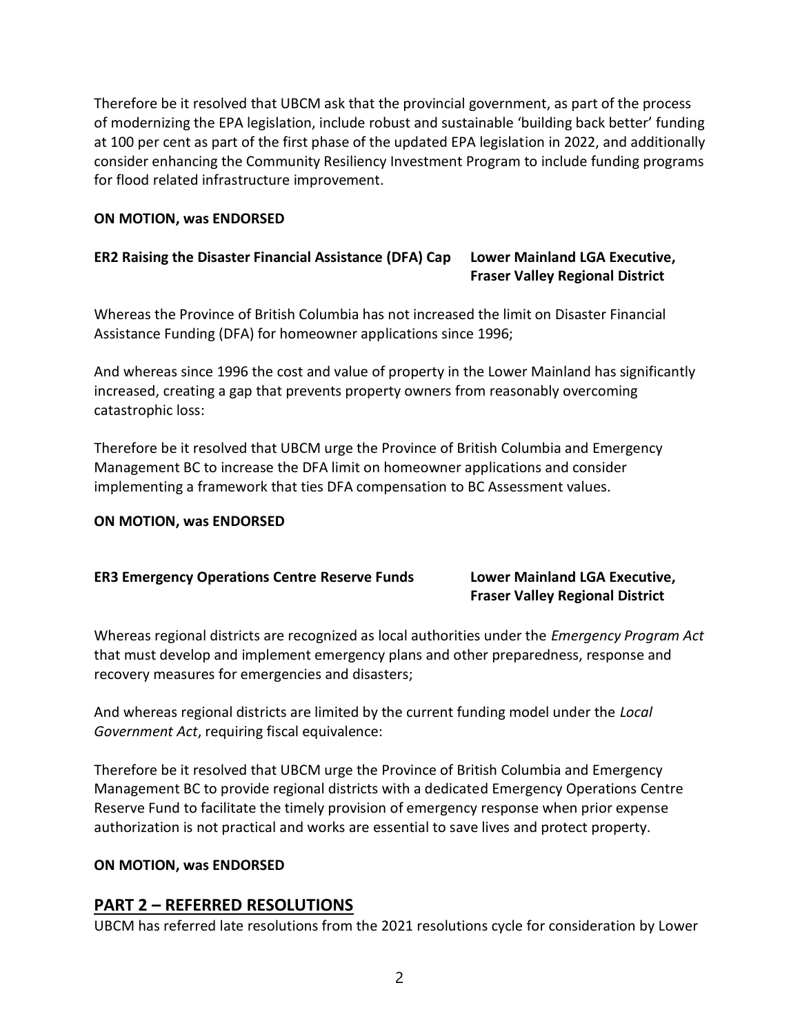Therefore be it resolved that UBCM ask that the provincial government, as part of the process of modernizing the EPA legislation, include robust and sustainable 'building back better' funding at 100 per cent as part of the first phase of the updated EPA legislation in 2022, and additionally consider enhancing the Community Resiliency Investment Program to include funding programs for flood related infrastructure improvement.

**ON MOTION, was ENDORSED**

**ER2 Raising the Disaster Financial Assistance (DFA) Cap** **Lower Mainland LGA Executive, Fraser Valley Regional District**

Whereas the Province of British Columbia has not increased the limit on Disaster Financial Assistance Funding (DFA) for homeowner applications since 1996;

And whereas since 1996 the cost and value of property in the Lower Mainland has significantly increased, creating a gap that prevents property owners from reasonably overcoming catastrophic loss:

Therefore be it resolved that UBCM urge the Province of British Columbia and Emergency Management BC to increase the DFA limit on homeowner applications and consider implementing a framework that ties DFA compensation to BC Assessment values.

**ON MOTION, was ENDORSED**

**ER3 Emergency Operations Centre Reserve Funds** **Lower Mainland LGA Executive, Fraser Valley Regional District**

Whereas regional districts are recognized as local authorities under the *Emergency Program Act* that must develop and implement emergency plans and other preparedness, response and recovery measures for emergencies and disasters;

And whereas regional districts are limited by the current funding model under the *Local Government Act*, requiring fiscal equivalence:

Therefore be it resolved that UBCM urge the Province of British Columbia and Emergency Management BC to provide regional districts with a dedicated Emergency Operations Centre Reserve Fund to facilitate the timely provision of emergency response when prior expense authorization is not practical and works are essential to save lives and protect property.

**ON MOTION, was ENDORSED**

## PART 2 – REFERRED RESOLUTIONS

UBCM has referred late resolutions from the 2021 resolutions cycle for consideration by Lower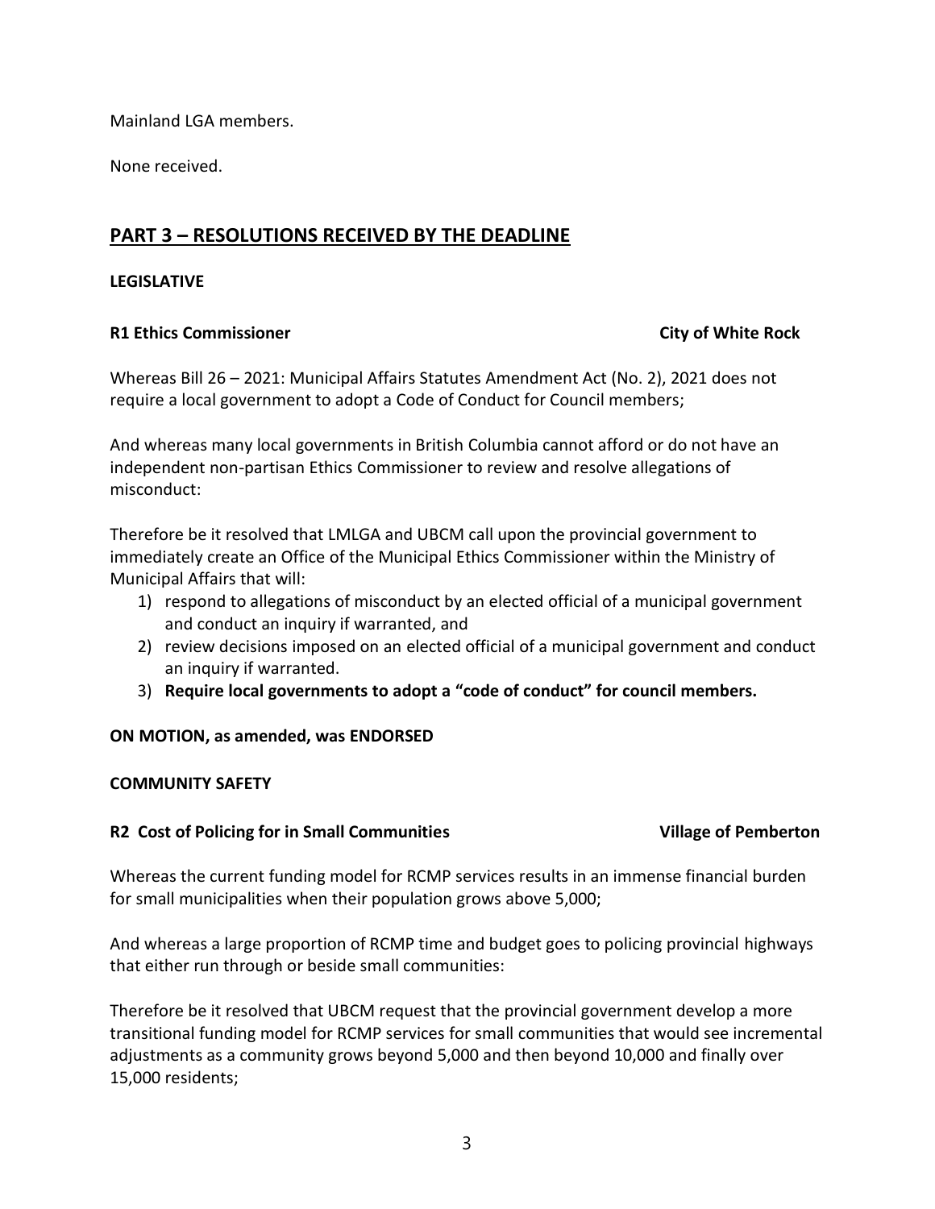Mainland LGA members.

None received.

## PART 3 – RESOLUTIONS RECEIVED BY THE DEADLINE

**LEGISLATIVE**

**R1 Ethics Commissioner** **City of White Rock**

Whereas Bill 26 – 2021: Municipal Affairs Statutes Amendment Act (No. 2), 2021 does not require a local government to adopt a Code of Conduct for Council members;

And whereas many local governments in British Columbia cannot afford or do not have an independent non-partisan Ethics Commissioner to review and resolve allegations of misconduct:

Therefore be it resolved that LMLGA and UBCM call upon the provincial government to immediately create an Office of the Municipal Ethics Commissioner within the Ministry of Municipal Affairs that will:

1) respond to allegations of misconduct by an elected official of a municipal government and conduct an inquiry if warranted, and
2) review decisions imposed on an elected official of a municipal government and conduct an inquiry if warranted.
3) **Require local governments to adopt a "code of conduct" for council members.**

**ON MOTION, as amended, was ENDORSED**

**COMMUNITY SAFETY**

**R2 Cost of Policing for in Small Communities** **Village of Pemberton**

Whereas the current funding model for RCMP services results in an immense financial burden for small municipalities when their population grows above 5,000;

And whereas a large proportion of RCMP time and budget goes to policing provincial highways that either run through or beside small communities:

Therefore be it resolved that UBCM request that the provincial government develop a more transitional funding model for RCMP services for small communities that would see incremental adjustments as a community grows beyond 5,000 and then beyond 10,000 and finally over 15,000 residents;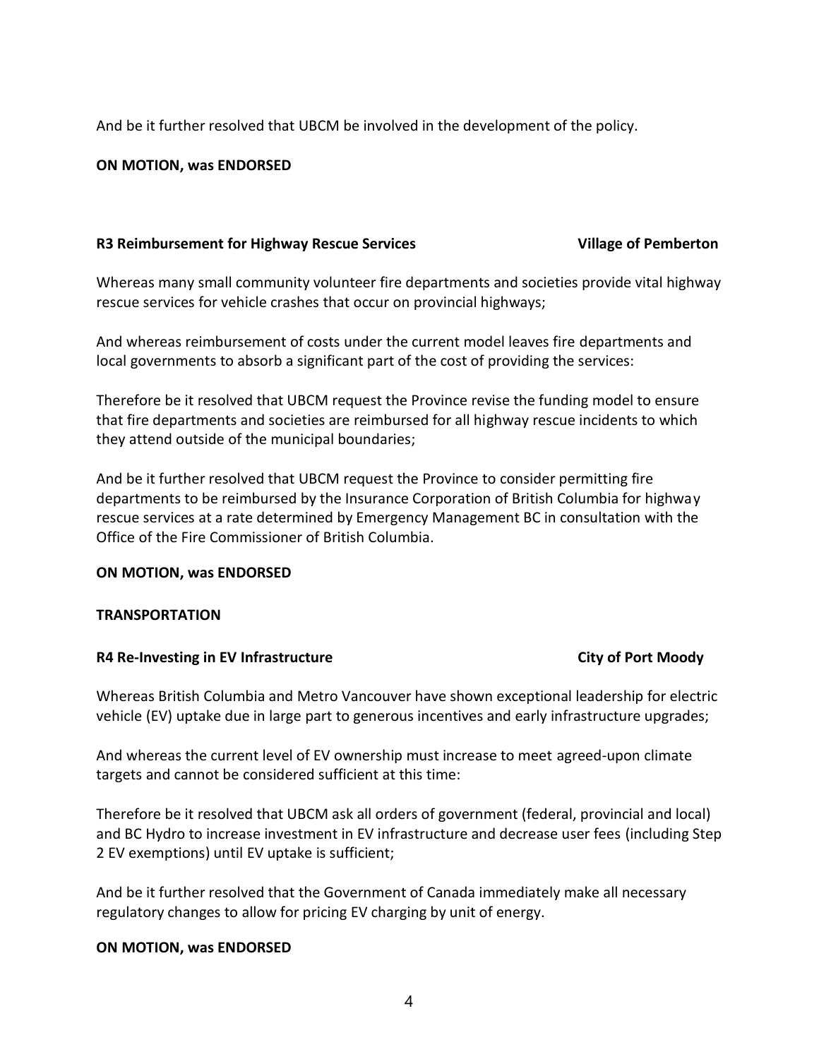And be it further resolved that UBCM be involved in the development of the policy.

**ON MOTION, was ENDORSED**

**R3 Reimbursement for Highway Rescue Services** **Village of Pemberton**

Whereas many small community volunteer fire departments and societies provide vital highway rescue services for vehicle crashes that occur on provincial highways;

And whereas reimbursement of costs under the current model leaves fire departments and local governments to absorb a significant part of the cost of providing the services:

Therefore be it resolved that UBCM request the Province revise the funding model to ensure that fire departments and societies are reimbursed for all highway rescue incidents to which they attend outside of the municipal boundaries;

And be it further resolved that UBCM request the Province to consider permitting fire departments to be reimbursed by the Insurance Corporation of British Columbia for highway rescue services at a rate determined by Emergency Management BC in consultation with the Office of the Fire Commissioner of British Columbia.

**ON MOTION, was ENDORSED**

**TRANSPORTATION**

**R4 Re-Investing in EV Infrastructure** **City of Port Moody**

Whereas British Columbia and Metro Vancouver have shown exceptional leadership for electric vehicle (EV) uptake due in large part to generous incentives and early infrastructure upgrades;

And whereas the current level of EV ownership must increase to meet agreed-upon climate targets and cannot be considered sufficient at this time:

Therefore be it resolved that UBCM ask all orders of government (federal, provincial and local) and BC Hydro to increase investment in EV infrastructure and decrease user fees (including Step 2 EV exemptions) until EV uptake is sufficient;

And be it further resolved that the Government of Canada immediately make all necessary regulatory changes to allow for pricing EV charging by unit of energy.

**ON MOTION, was ENDORSED**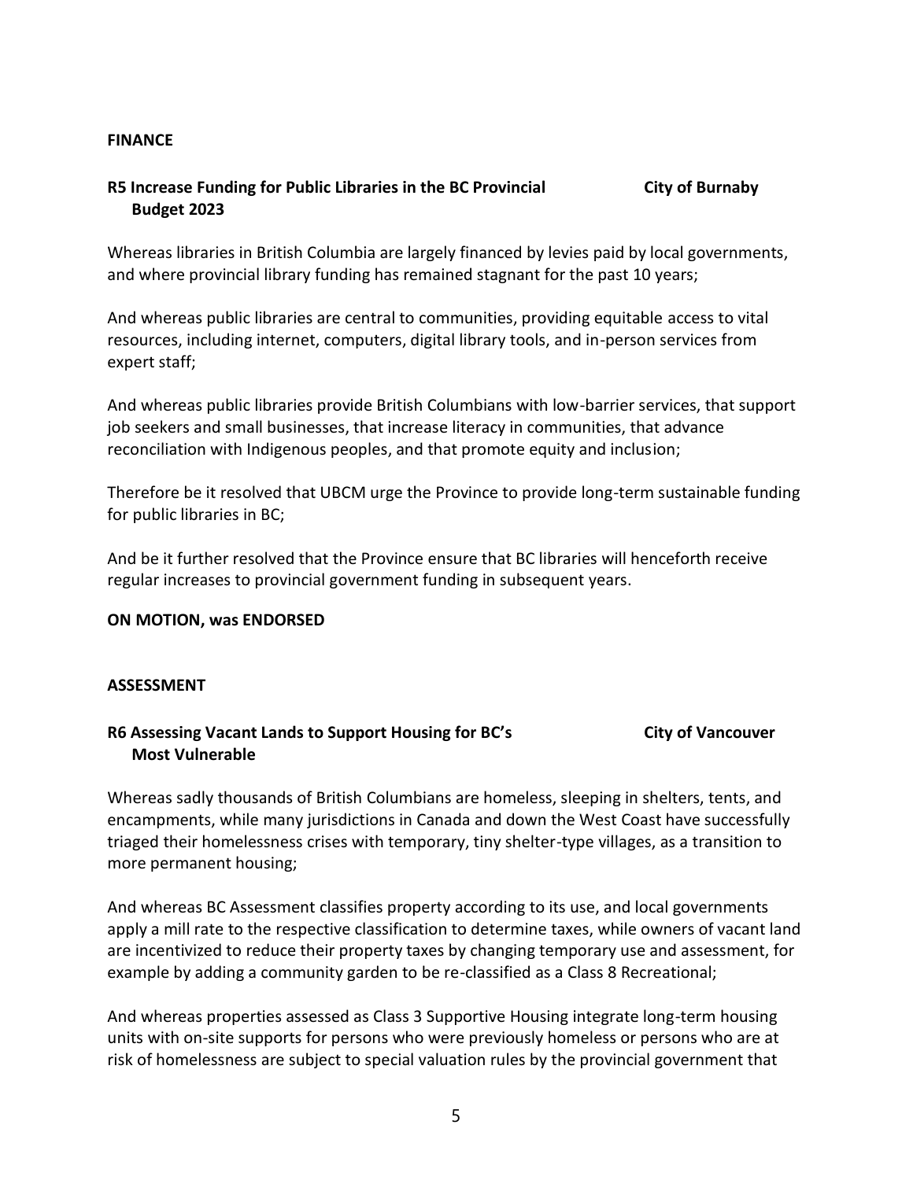**FINANCE**

**R5 Increase Funding for Public Libraries in the BC Provincial Budget 2023** — **City of Burnaby**

Whereas libraries in British Columbia are largely financed by levies paid by local governments, and where provincial library funding has remained stagnant for the past 10 years;

And whereas public libraries are central to communities, providing equitable access to vital resources, including internet, computers, digital library tools, and in-person services from expert staff;

And whereas public libraries provide British Columbians with low-barrier services, that support job seekers and small businesses, that increase literacy in communities, that advance reconciliation with Indigenous peoples, and that promote equity and inclusion;

Therefore be it resolved that UBCM urge the Province to provide long-term sustainable funding for public libraries in BC;

And be it further resolved that the Province ensure that BC libraries will henceforth receive regular increases to provincial government funding in subsequent years.

**ON MOTION, was ENDORSED**

**ASSESSMENT**

**R6 Assessing Vacant Lands to Support Housing for BC's Most Vulnerable** — **City of Vancouver**

Whereas sadly thousands of British Columbians are homeless, sleeping in shelters, tents, and encampments, while many jurisdictions in Canada and down the West Coast have successfully triaged their homelessness crises with temporary, tiny shelter-type villages, as a transition to more permanent housing;

And whereas BC Assessment classifies property according to its use, and local governments apply a mill rate to the respective classification to determine taxes, while owners of vacant land are incentivized to reduce their property taxes by changing temporary use and assessment, for example by adding a community garden to be re-classified as a Class 8 Recreational;

And whereas properties assessed as Class 3 Supportive Housing integrate long-term housing units with on-site supports for persons who were previously homeless or persons who are at risk of homelessness are subject to special valuation rules by the provincial government that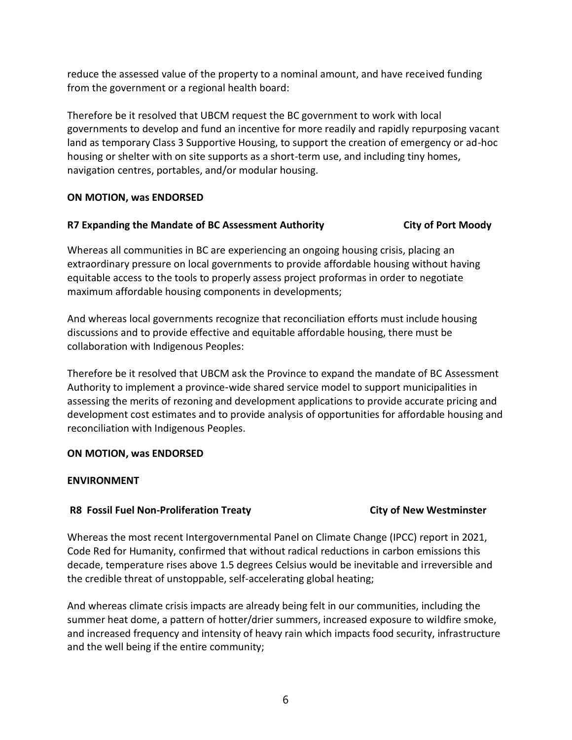reduce the assessed value of the property to a nominal amount, and have received funding from the government or a regional health board:

Therefore be it resolved that UBCM request the BC government to work with local governments to develop and fund an incentive for more readily and rapidly repurposing vacant land as temporary Class 3 Supportive Housing, to support the creation of emergency or ad-hoc housing or shelter with on site supports as a short-term use, and including tiny homes, navigation centres, portables, and/or modular housing.

**ON MOTION, was ENDORSED**

**R7 Expanding the Mandate of BC Assessment Authority — City of Port Moody**

Whereas all communities in BC are experiencing an ongoing housing crisis, placing an extraordinary pressure on local governments to provide affordable housing without having equitable access to the tools to properly assess project proformas in order to negotiate maximum affordable housing components in developments;

And whereas local governments recognize that reconciliation efforts must include housing discussions and to provide effective and equitable affordable housing, there must be collaboration with Indigenous Peoples:

Therefore be it resolved that UBCM ask the Province to expand the mandate of BC Assessment Authority to implement a province-wide shared service model to support municipalities in assessing the merits of rezoning and development applications to provide accurate pricing and development cost estimates and to provide analysis of opportunities for affordable housing and reconciliation with Indigenous Peoples.

**ON MOTION, was ENDORSED**

**ENVIRONMENT**

**R8 Fossil Fuel Non-Proliferation Treaty — City of New Westminster**

Whereas the most recent Intergovernmental Panel on Climate Change (IPCC) report in 2021, Code Red for Humanity, confirmed that without radical reductions in carbon emissions this decade, temperature rises above 1.5 degrees Celsius would be inevitable and irreversible and the credible threat of unstoppable, self-accelerating global heating;

And whereas climate crisis impacts are already being felt in our communities, including the summer heat dome, a pattern of hotter/drier summers, increased exposure to wildfire smoke, and increased frequency and intensity of heavy rain which impacts food security, infrastructure and the well being if the entire community;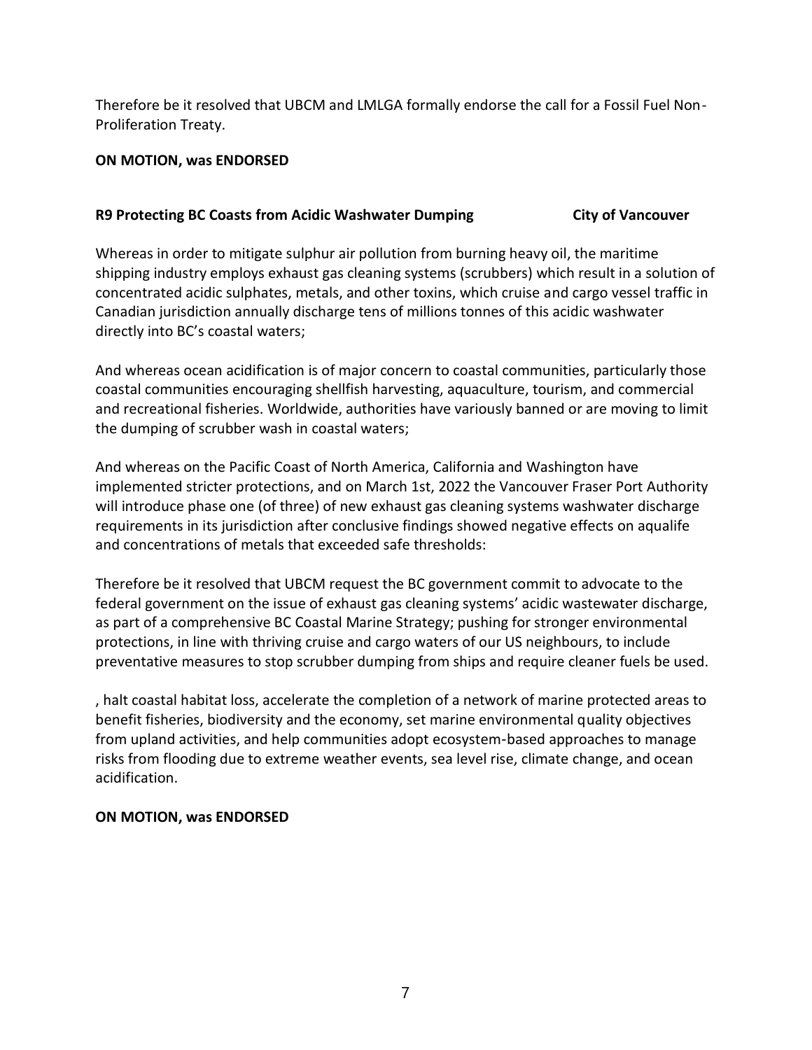Therefore be it resolved that UBCM and LMLGA formally endorse the call for a Fossil Fuel Non-Proliferation Treaty.

**ON MOTION, was ENDORSED**

**R9 Protecting BC Coasts from Acidic Washwater Dumping City of Vancouver**

Whereas in order to mitigate sulphur air pollution from burning heavy oil, the maritime shipping industry employs exhaust gas cleaning systems (scrubbers) which result in a solution of concentrated acidic sulphates, metals, and other toxins, which cruise and cargo vessel traffic in Canadian jurisdiction annually discharge tens of millions tonnes of this acidic washwater directly into BC's coastal waters;

And whereas ocean acidification is of major concern to coastal communities, particularly those coastal communities encouraging shellfish harvesting, aquaculture, tourism, and commercial and recreational fisheries. Worldwide, authorities have variously banned or are moving to limit the dumping of scrubber wash in coastal waters;

And whereas on the Pacific Coast of North America, California and Washington have implemented stricter protections, and on March 1st, 2022 the Vancouver Fraser Port Authority will introduce phase one (of three) of new exhaust gas cleaning systems washwater discharge requirements in its jurisdiction after conclusive findings showed negative effects on aqualife and concentrations of metals that exceeded safe thresholds:

Therefore be it resolved that UBCM request the BC government commit to advocate to the federal government on the issue of exhaust gas cleaning systems' acidic wastewater discharge, as part of a comprehensive BC Coastal Marine Strategy; pushing for stronger environmental protections, in line with thriving cruise and cargo waters of our US neighbours, to include preventative measures to stop scrubber dumping from ships and require cleaner fuels be used.

, halt coastal habitat loss, accelerate the completion of a network of marine protected areas to benefit fisheries, biodiversity and the economy, set marine environmental quality objectives from upland activities, and help communities adopt ecosystem-based approaches to manage risks from flooding due to extreme weather events, sea level rise, climate change, and ocean acidification.

**ON MOTION, was ENDORSED**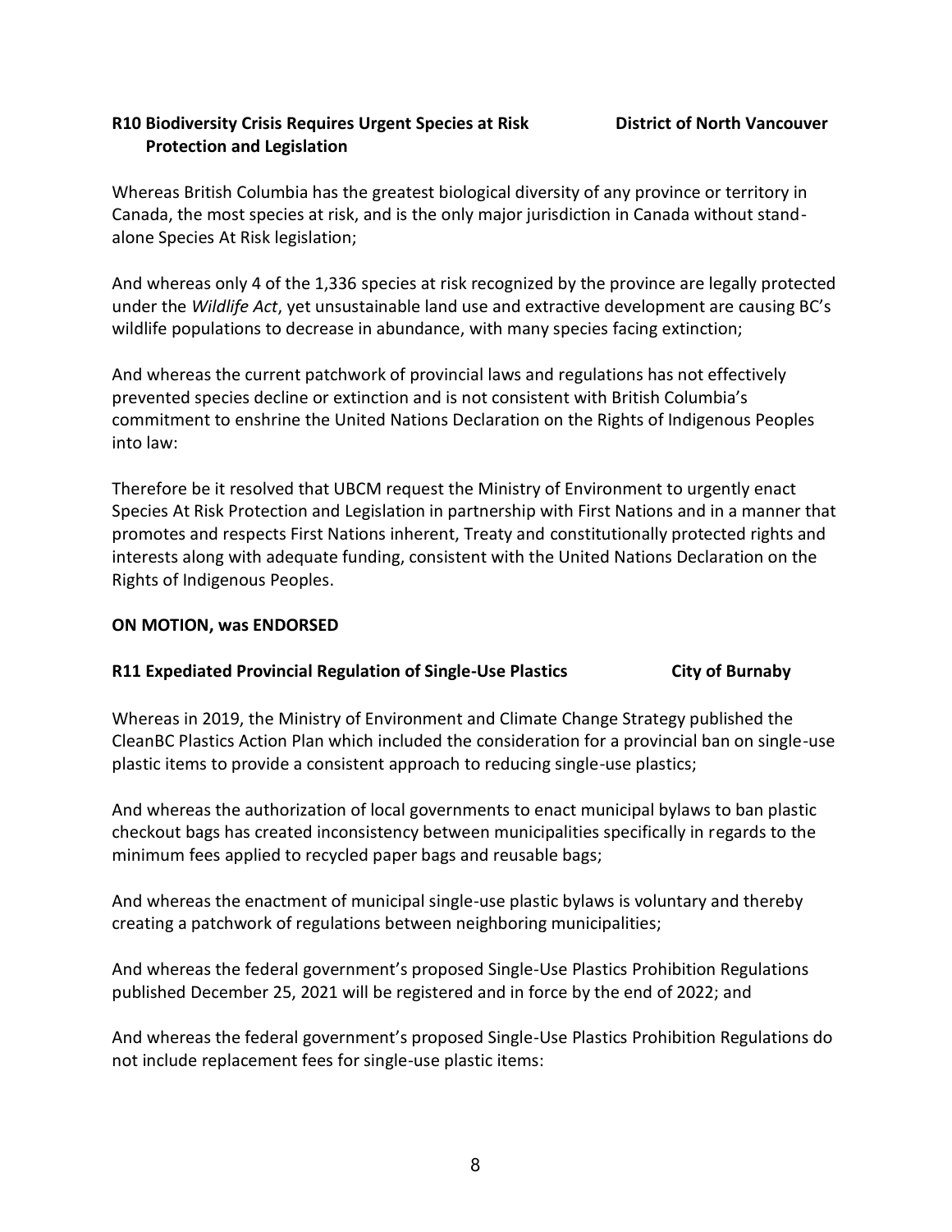**R10 Biodiversity Crisis Requires Urgent Species at Risk Protection and Legislation** **District of North Vancouver**

Whereas British Columbia has the greatest biological diversity of any province or territory in Canada, the most species at risk, and is the only major jurisdiction in Canada without stand-alone Species At Risk legislation;

And whereas only 4 of the 1,336 species at risk recognized by the province are legally protected under the *Wildlife Act*, yet unsustainable land use and extractive development are causing BC's wildlife populations to decrease in abundance, with many species facing extinction;

And whereas the current patchwork of provincial laws and regulations has not effectively prevented species decline or extinction and is not consistent with British Columbia's commitment to enshrine the United Nations Declaration on the Rights of Indigenous Peoples into law:

Therefore be it resolved that UBCM request the Ministry of Environment to urgently enact Species At Risk Protection and Legislation in partnership with First Nations and in a manner that promotes and respects First Nations inherent, Treaty and constitutionally protected rights and interests along with adequate funding, consistent with the United Nations Declaration on the Rights of Indigenous Peoples.

**ON MOTION, was ENDORSED**

**R11 Expedited Provincial Regulation of Single-Use Plastics** **City of Burnaby**

Whereas in 2019, the Ministry of Environment and Climate Change Strategy published the CleanBC Plastics Action Plan which included the consideration for a provincial ban on single-use plastic items to provide a consistent approach to reducing single-use plastics;

And whereas the authorization of local governments to enact municipal bylaws to ban plastic checkout bags has created inconsistency between municipalities specifically in regards to the minimum fees applied to recycled paper bags and reusable bags;

And whereas the enactment of municipal single-use plastic bylaws is voluntary and thereby creating a patchwork of regulations between neighboring municipalities;

And whereas the federal government's proposed Single-Use Plastics Prohibition Regulations published December 25, 2021 will be registered and in force by the end of 2022; and

And whereas the federal government's proposed Single-Use Plastics Prohibition Regulations do not include replacement fees for single-use plastic items: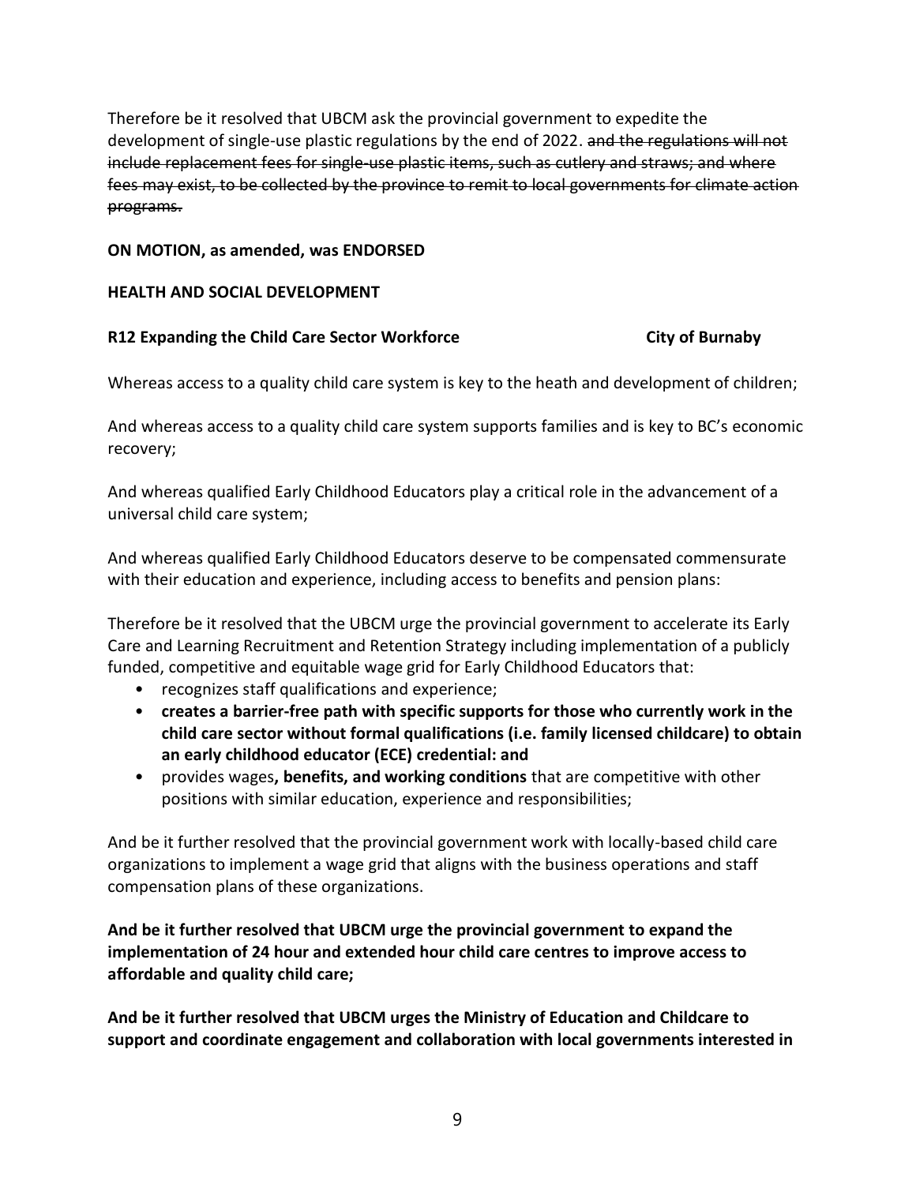Therefore be it resolved that UBCM ask the provincial government to expedite the development of single-use plastic regulations by the end of 2022. ~~and the regulations will not include replacement fees for single-use plastic items, such as cutlery and straws; and where fees may exist, to be collected by the province to remit to local governments for climate action programs.~~

**ON MOTION, as amended, was ENDORSED**

**HEALTH AND SOCIAL DEVELOPMENT**

**R12 Expanding the Child Care Sector Workforce** **City of Burnaby**

Whereas access to a quality child care system is key to the heath and development of children;

And whereas access to a quality child care system supports families and is key to BC's economic recovery;

And whereas qualified Early Childhood Educators play a critical role in the advancement of a universal child care system;

And whereas qualified Early Childhood Educators deserve to be compensated commensurate with their education and experience, including access to benefits and pension plans:

Therefore be it resolved that the UBCM urge the provincial government to accelerate its Early Care and Learning Recruitment and Retention Strategy including implementation of a publicly funded, competitive and equitable wage grid for Early Childhood Educators that:

- recognizes staff qualifications and experience;
- **creates a barrier-free path with specific supports for those who currently work in the child care sector without formal qualifications (i.e. family licensed childcare) to obtain an early childhood educator (ECE) credential: and**
- provides wages**, benefits, and working conditions** that are competitive with other positions with similar education, experience and responsibilities;

And be it further resolved that the provincial government work with locally-based child care organizations to implement a wage grid that aligns with the business operations and staff compensation plans of these organizations.

**And be it further resolved that UBCM urge the provincial government to expand the implementation of 24 hour and extended hour child care centres to improve access to affordable and quality child care;**

**And be it further resolved that UBCM urges the Ministry of Education and Childcare to support and coordinate engagement and collaboration with local governments interested in**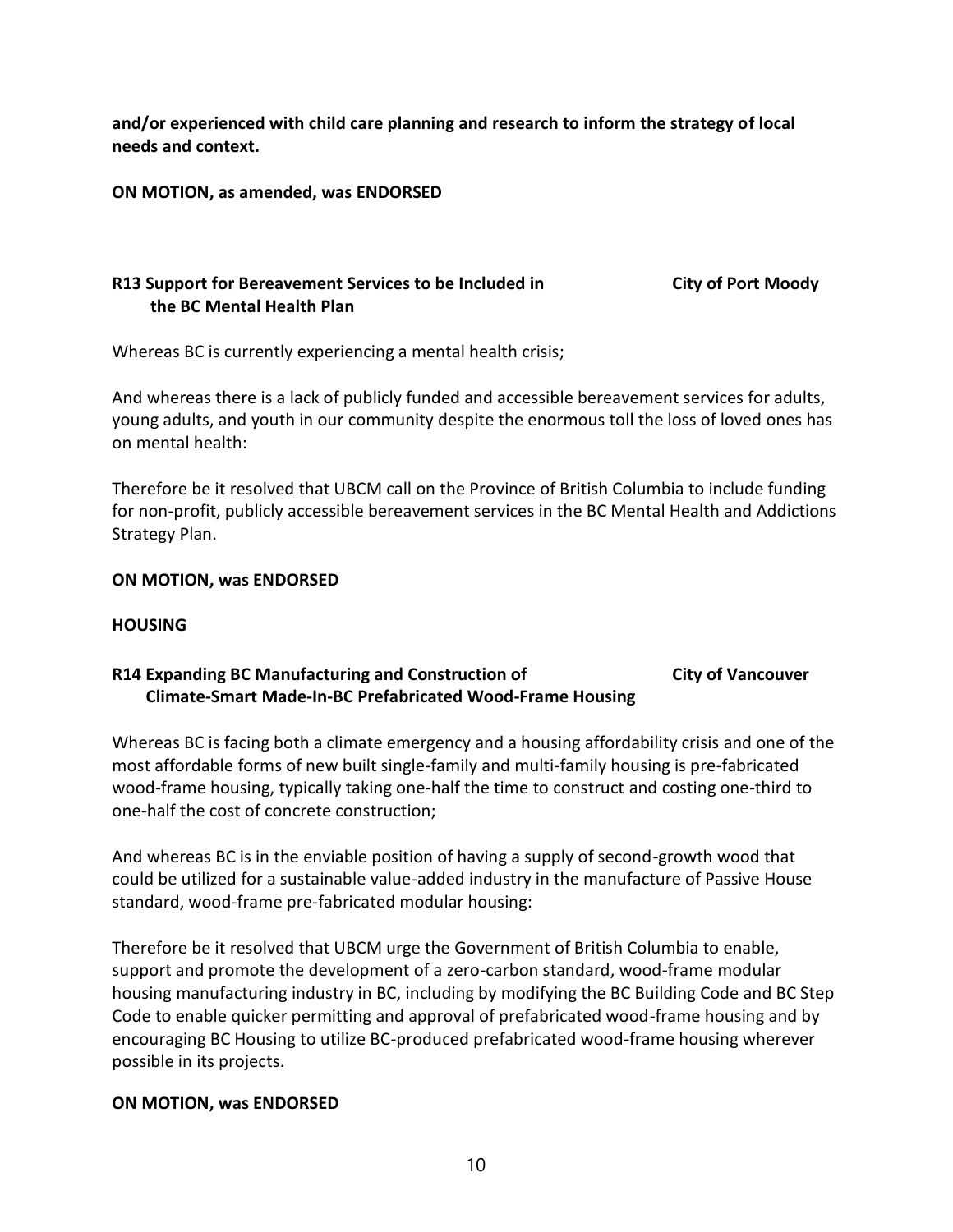**and/or experienced with child care planning and research to inform the strategy of local needs and context.**

**ON MOTION, as amended, was ENDORSED**

**R13 Support for Bereavement Services to be Included in the BC Mental Health Plan** — **City of Port Moody**

Whereas BC is currently experiencing a mental health crisis;

And whereas there is a lack of publicly funded and accessible bereavement services for adults, young adults, and youth in our community despite the enormous toll the loss of loved ones has on mental health:

Therefore be it resolved that UBCM call on the Province of British Columbia to include funding for non-profit, publicly accessible bereavement services in the BC Mental Health and Addictions Strategy Plan.

**ON MOTION, was ENDORSED**

**HOUSING**

**R14 Expanding BC Manufacturing and Construction of Climate-Smart Made-In-BC Prefabricated Wood-Frame Housing** — **City of Vancouver**

Whereas BC is facing both a climate emergency and a housing affordability crisis and one of the most affordable forms of new built single-family and multi-family housing is pre-fabricated wood-frame housing, typically taking one-half the time to construct and costing one-third to one-half the cost of concrete construction;

And whereas BC is in the enviable position of having a supply of second-growth wood that could be utilized for a sustainable value-added industry in the manufacture of Passive House standard, wood-frame pre-fabricated modular housing:

Therefore be it resolved that UBCM urge the Government of British Columbia to enable, support and promote the development of a zero-carbon standard, wood-frame modular housing manufacturing industry in BC, including by modifying the BC Building Code and BC Step Code to enable quicker permitting and approval of prefabricated wood-frame housing and by encouraging BC Housing to utilize BC-produced prefabricated wood-frame housing wherever possible in its projects.

**ON MOTION, was ENDORSED**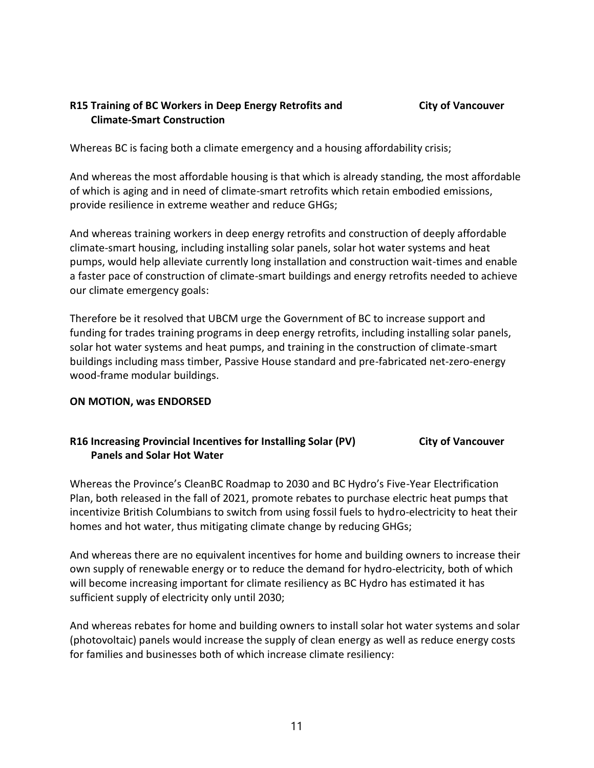**R15 Training of BC Workers in Deep Energy Retrofits and Climate-Smart Construction** **City of Vancouver**

Whereas BC is facing both a climate emergency and a housing affordability crisis;

And whereas the most affordable housing is that which is already standing, the most affordable of which is aging and in need of climate-smart retrofits which retain embodied emissions, provide resilience in extreme weather and reduce GHGs;

And whereas training workers in deep energy retrofits and construction of deeply affordable climate-smart housing, including installing solar panels, solar hot water systems and heat pumps, would help alleviate currently long installation and construction wait-times and enable a faster pace of construction of climate-smart buildings and energy retrofits needed to achieve our climate emergency goals:

Therefore be it resolved that UBCM urge the Government of BC to increase support and funding for trades training programs in deep energy retrofits, including installing solar panels, solar hot water systems and heat pumps, and training in the construction of climate-smart buildings including mass timber, Passive House standard and pre-fabricated net-zero-energy wood-frame modular buildings.

**ON MOTION, was ENDORSED**

**R16 Increasing Provincial Incentives for Installing Solar (PV) Panels and Solar Hot Water** **City of Vancouver**

Whereas the Province's CleanBC Roadmap to 2030 and BC Hydro's Five-Year Electrification Plan, both released in the fall of 2021, promote rebates to purchase electric heat pumps that incentivize British Columbians to switch from using fossil fuels to hydro-electricity to heat their homes and hot water, thus mitigating climate change by reducing GHGs;

And whereas there are no equivalent incentives for home and building owners to increase their own supply of renewable energy or to reduce the demand for hydro-electricity, both of which will become increasing important for climate resiliency as BC Hydro has estimated it has sufficient supply of electricity only until 2030;

And whereas rebates for home and building owners to install solar hot water systems and solar (photovoltaic) panels would increase the supply of clean energy as well as reduce energy costs for families and businesses both of which increase climate resiliency: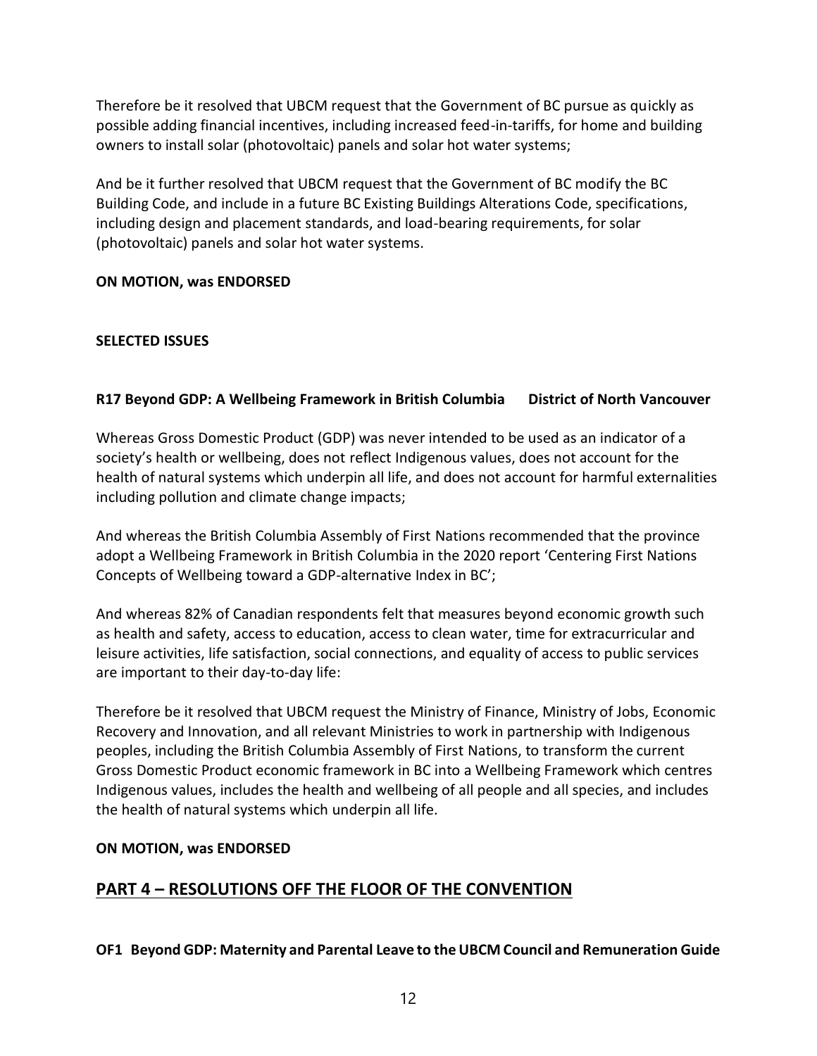Therefore be it resolved that UBCM request that the Government of BC pursue as quickly as possible adding financial incentives, including increased feed-in-tariffs, for home and building owners to install solar (photovoltaic) panels and solar hot water systems;

And be it further resolved that UBCM request that the Government of BC modify the BC Building Code, and include in a future BC Existing Buildings Alterations Code, specifications, including design and placement standards, and load-bearing requirements, for solar (photovoltaic) panels and solar hot water systems.

**ON MOTION, was ENDORSED**

**SELECTED ISSUES**

**R17 Beyond GDP: A Wellbeing Framework in British Columbia District of North Vancouver**

Whereas Gross Domestic Product (GDP) was never intended to be used as an indicator of a society's health or wellbeing, does not reflect Indigenous values, does not account for the health of natural systems which underpin all life, and does not account for harmful externalities including pollution and climate change impacts;

And whereas the British Columbia Assembly of First Nations recommended that the province adopt a Wellbeing Framework in British Columbia in the 2020 report 'Centering First Nations Concepts of Wellbeing toward a GDP-alternative Index in BC';

And whereas 82% of Canadian respondents felt that measures beyond economic growth such as health and safety, access to education, access to clean water, time for extracurricular and leisure activities, life satisfaction, social connections, and equality of access to public services are important to their day-to-day life:

Therefore be it resolved that UBCM request the Ministry of Finance, Ministry of Jobs, Economic Recovery and Innovation, and all relevant Ministries to work in partnership with Indigenous peoples, including the British Columbia Assembly of First Nations, to transform the current Gross Domestic Product economic framework in BC into a Wellbeing Framework which centres Indigenous values, includes the health and wellbeing of all people and all species, and includes the health of natural systems which underpin all life.

**ON MOTION, was ENDORSED**

## PART 4 – RESOLUTIONS OFF THE FLOOR OF THE CONVENTION

**OF1 Beyond GDP: Maternity and Parental Leave to the UBCM Council and Remuneration Guide**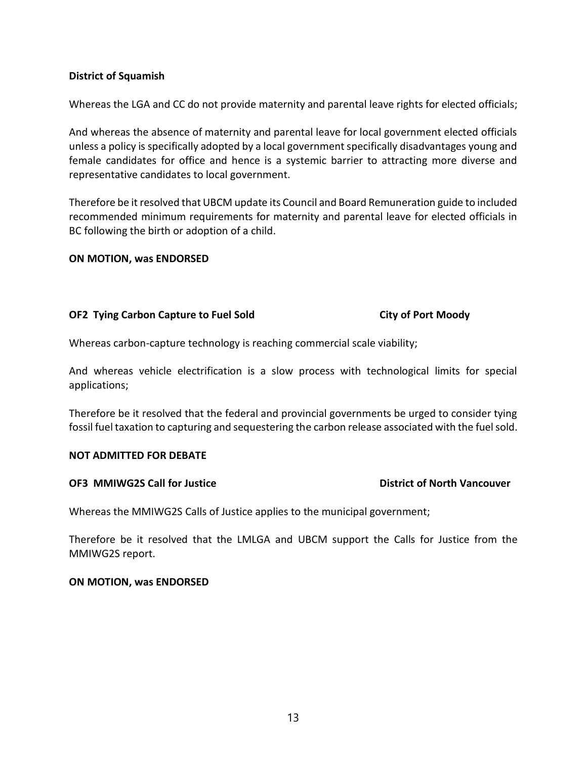**District of Squamish**

Whereas the LGA and CC do not provide maternity and parental leave rights for elected officials;

And whereas the absence of maternity and parental leave for local government elected officials unless a policy is specifically adopted by a local government specifically disadvantages young and female candidates for office and hence is a systemic barrier to attracting more diverse and representative candidates to local government.

Therefore be it resolved that UBCM update its Council and Board Remuneration guide to included recommended minimum requirements for maternity and parental leave for elected officials in BC following the birth or adoption of a child.

**ON MOTION, was ENDORSED**

**OF2 Tying Carbon Capture to Fuel Sold** **City of Port Moody**

Whereas carbon-capture technology is reaching commercial scale viability;

And whereas vehicle electrification is a slow process with technological limits for special applications;

Therefore be it resolved that the federal and provincial governments be urged to consider tying fossil fuel taxation to capturing and sequestering the carbon release associated with the fuel sold.

**NOT ADMITTED FOR DEBATE**

**OF3 MMIWG2S Call for Justice** **District of North Vancouver**

Whereas the MMIWG2S Calls of Justice applies to the municipal government;

Therefore be it resolved that the LMLGA and UBCM support the Calls for Justice from the MMIWG2S report.

**ON MOTION, was ENDORSED**